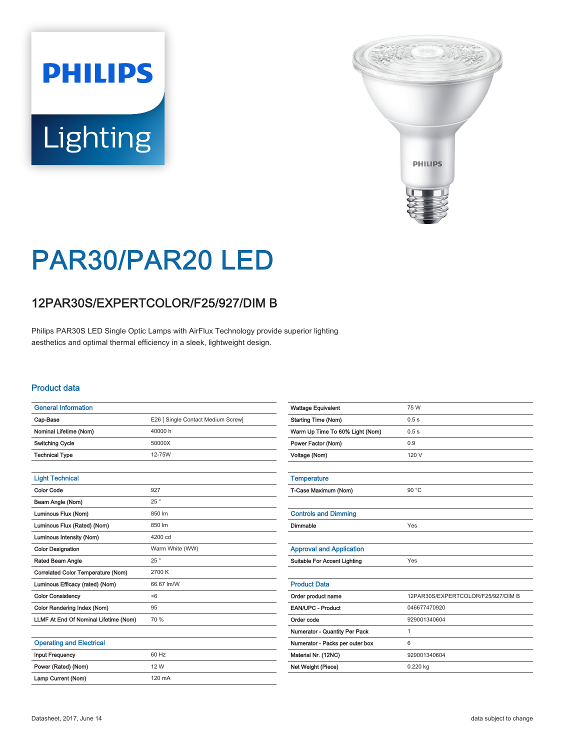Lighting

# PAR30/PAR20 LED

## 12PAR30S/EXPERTCOLOR/F25/927/DIM B

Philips PAR30S LED Single Optic Lamps with AirFlux Technology provide superior lighting aesthetics and optimal thermal efficiency in a sleek, lightweight design.

### Product data

| General Information | |
|---|---|
| Cap-Base | E26 [ Single Contact Medium Screw] |
| Nominal Lifetime (Nom) | 40000 h |
| Switching Cycle | 50000X |
| Technical Type | 12-75W |

| Light Technical | |
|---|---|
| Color Code | 927 |
| Beam Angle (Nom) | 25 ° |
| Luminous Flux (Nom) | 850 lm |
| Luminous Flux (Rated) (Nom) | 850 lm |
| Luminous Intensity (Nom) | 4200 cd |
| Color Designation | Warm White (WW) |
| Rated Beam Angle | 25 ° |
| Correlated Color Temperature (Nom) | 2700 K |
| Luminous Efficacy (rated) (Nom) | 66.67 lm/W |
| Color Consistency | <6 |
| Color Rendering Index (Nom) | 95 |
| LLMF At End Of Nominal Lifetime (Nom) | 70 % |

| Operating and Electrical | |
|---|---|
| Input Frequency | 60 Hz |
| Power (Rated) (Nom) | 12 W |
| Lamp Current (Nom) | 120 mA |
| Wattage Equivalent | 75 W |
| Starting Time (Nom) | 0.5 s |
| Warm Up Time To 60% Light (Nom) | 0.5 s |
| Power Factor (Nom) | 0.9 |
| Voltage (Nom) | 120 V |

| Temperature | |
|---|---|
| T-Case Maximum (Nom) | 90 °C |

| Controls and Dimming | |
|---|---|
| Dimmable | Yes |

| Approval and Application | |
|---|---|
| Suitable For Accent Lighting | Yes |

| Product Data | |
|---|---|
| Order product name | 12PAR30S/EXPERTCOLOR/F25/927/DIM B |
| EAN/UPC - Product | 046677470920 |
| Order code | 929001340604 |
| Numerator - Quantity Per Pack | 1 |
| Numerator - Packs per outer box | 6 |
| Material Nr. (12NC) | 929001340604 |
| Net Weight (Piece) | 0.220 kg |

Datasheet, 2017, June 14

data subject to change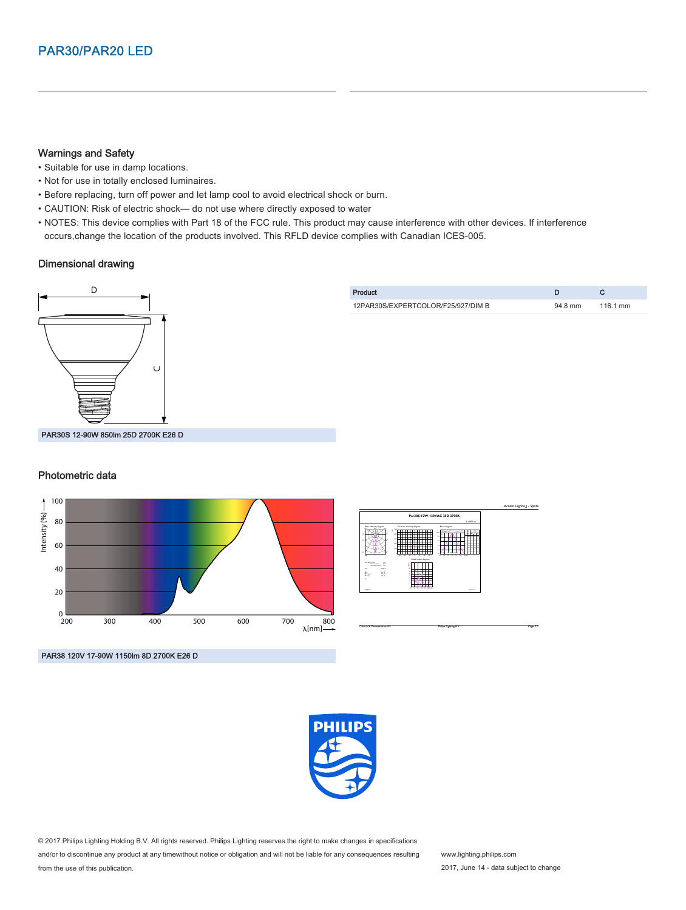## Warnings and Safety

- Suitable for use in damp locations.
- Not for use in totally enclosed luminaires.
- Before replacing, turn off power and let lamp cool to avoid electrical shock or burn.
- CAUTION: Risk of electric shock— do not use where directly exposed to water
- NOTES: This device complies with Part 18 of the FCC rule. This product may cause interference with other devices. If interference occurs,change the location of the products involved. This RFLD device complies with Canadian ICES-005.

## Dimensional drawing

D

C

PAR30S 12-90W 850lm 25D 2700K E26 D

| Product | D | C |
| --- | --- | --- |
| 12PAR30S/EXPERTCOLOR/F25/927/DIM B | 94.8 mm | 116.1 mm |

## Photometric data

Intensity (%)

100
80
60
40
20
0

200 300 400 500 600 700 800

λ[nm]

PAR38 120V 17-90W 1150lm 8D 2700K E26 D

Accent Lighting - Spots

Par30S-12W-120VAC 25D 2700K

© 2017 Philips Lighting Holding B.V. All rights reserved. Philips Lighting reserves the right to make changes in specifications and/or to discontinue any product at any timewithout notice or obligation and will not be liable for any consequences resulting from the use of this publication.

www.lighting.philips.com

2017, June 14 - data subject to change